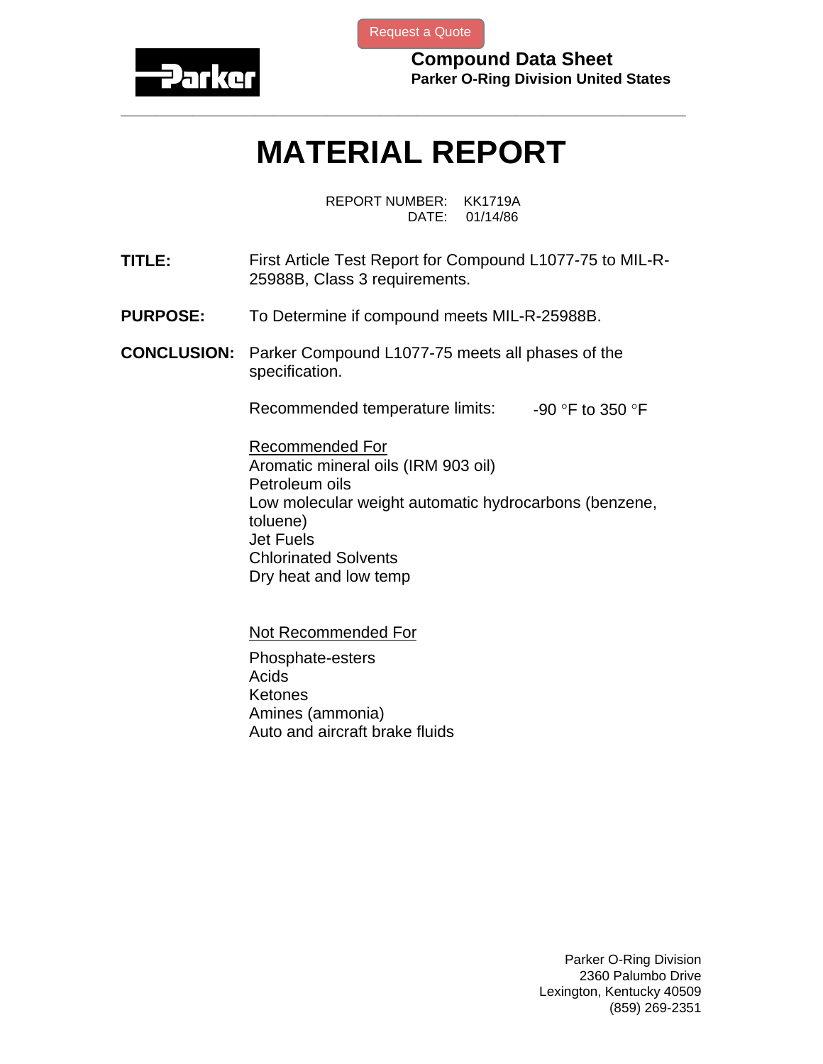Request a Quote

**Parker**

**Compound Data Sheet**
**Parker O-Ring Division United States**

# MATERIAL REPORT

REPORT NUMBER: KK1719A
DATE: 01/14/86

**TITLE:** First Article Test Report for Compound L1077-75 to MIL-R-25988B, Class 3 requirements.

**PURPOSE:** To Determine if compound meets MIL-R-25988B.

**CONCLUSION:** Parker Compound L1077-75 meets all phases of the specification.

Recommended temperature limits: -90 °F to 350 °F

Recommended For

Aromatic mineral oils (IRM 903 oil)
Petroleum oils
Low molecular weight automatic hydrocarbons (benzene, toluene)
Jet Fuels
Chlorinated Solvents
Dry heat and low temp

Not Recommended For

Phosphate-esters
Acids
Ketones
Amines (ammonia)
Auto and aircraft brake fluids

Parker O-Ring Division
2360 Palumbo Drive
Lexington, Kentucky 40509
(859) 269-2351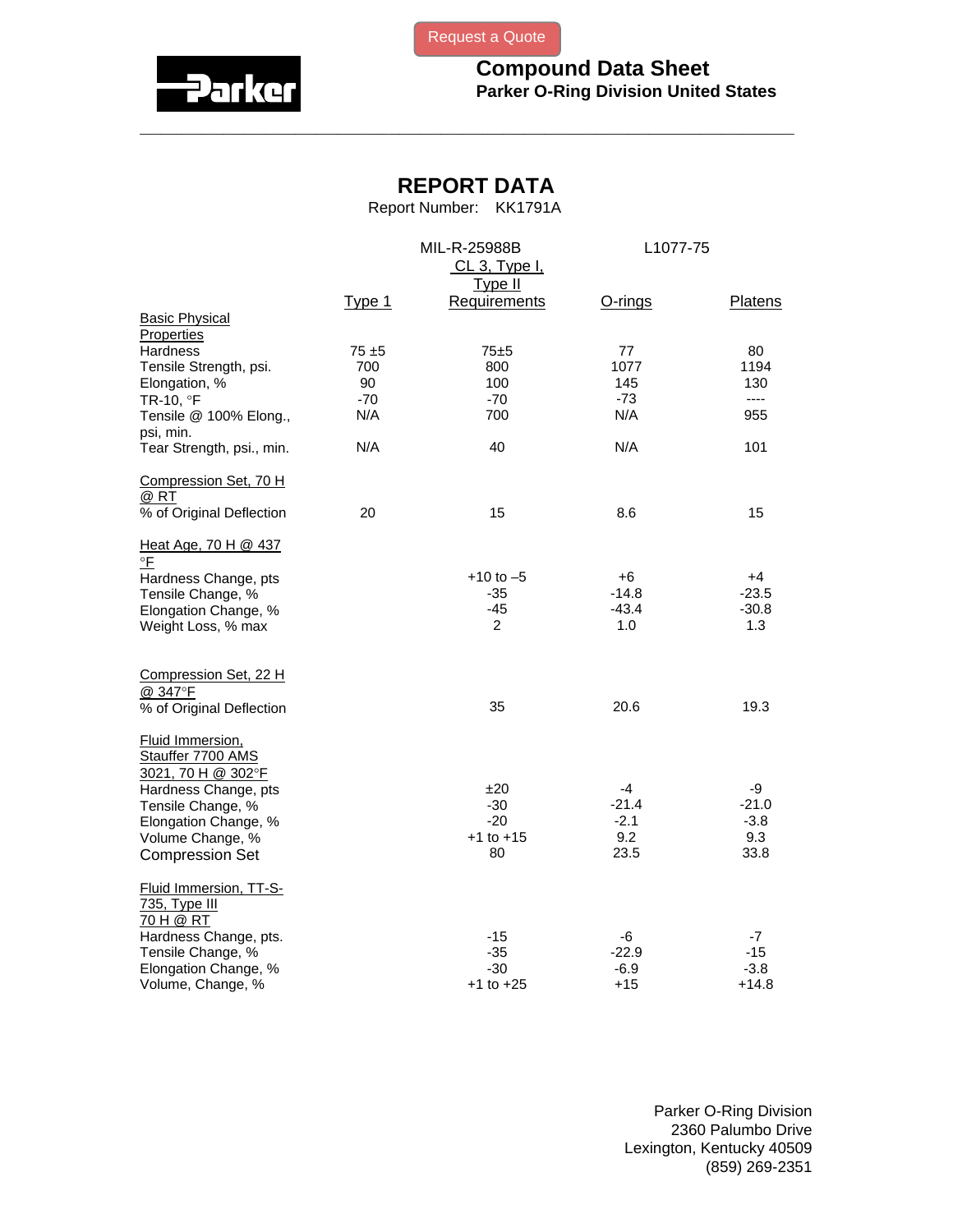Request a Quote

# Compound Data Sheet

**Parker O-Ring Division United States**

## REPORT DATA

Report Number: KK1791A

| | | MIL-R-25988B CL 3, Type I, Type II | L1077-75 | |
|---|---|---|---|---|
| | Type 1 | Requirements | O-rings | Platens |
| Basic Physical Properties | | | | |
| Hardness | 75 ±5 | 75±5 | 77 | 80 |
| Tensile Strength, psi. | 700 | 800 | 1077 | 1194 |
| Elongation, % | 90 | 100 | 145 | 130 |
| TR-10, °F | -70 | -70 | -73 | ---- |
| Tensile @ 100% Elong., psi, min. | N/A | 700 | N/A | 955 |
| Tear Strength, psi., min. | N/A | 40 | N/A | 101 |
| Compression Set, 70 H @ RT | | | | |
| % of Original Deflection | 20 | 15 | 8.6 | 15 |
| Heat Age, 70 H @ 437 °F | | | | |
| Hardness Change, pts | | +10 to –5 | +6 | +4 |
| Tensile Change, % | | -35 | -14.8 | -23.5 |
| Elongation Change, % | | -45 | -43.4 | -30.8 |
| Weight Loss, % max | | 2 | 1.0 | 1.3 |
| Compression Set, 22 H @ 347°F | | | | |
| % of Original Deflection | | 35 | 20.6 | 19.3 |
| Fluid Immersion, Stauffer 7700 AMS 3021, 70 H @ 302°F | | | | |
| Hardness Change, pts | | ±20 | -4 | -9 |
| Tensile Change, % | | -30 | -21.4 | -21.0 |
| Elongation Change, % | | -20 | -2.1 | -3.8 |
| Volume Change, % | | +1 to +15 | 9.2 | 9.3 |
| Compression Set | | 80 | 23.5 | 33.8 |
| Fluid Immersion, TT-S-735, Type III 70 H @ RT | | | | |
| Hardness Change, pts. | | -15 | -6 | -7 |
| Tensile Change, % | | -35 | -22.9 | -15 |
| Elongation Change, % | | -30 | -6.9 | -3.8 |
| Volume, Change, % | | +1 to +25 | +15 | +14.8 |

Parker O-Ring Division
2360 Palumbo Drive
Lexington, Kentucky 40509
(859) 269-2351